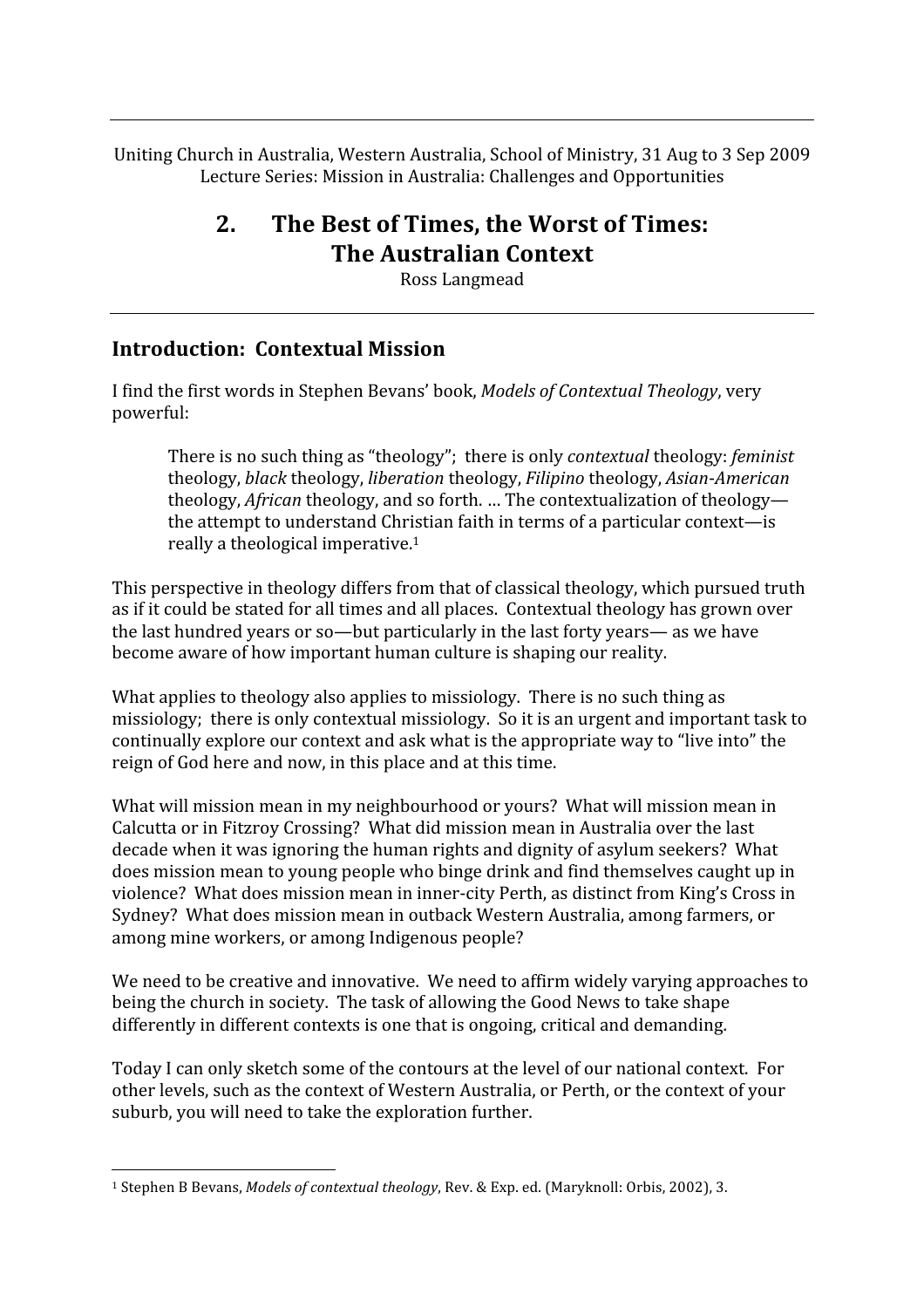Uniting Church in Australia, Western Australia, School of Ministry, 31 Aug to 3 Sep 2009
Lecture Series: Mission in Australia: Challenges and Opportunities

# 2. The Best of Times, the Worst of Times: The Australian Context

Ross Langmead

## Introduction: Contextual Mission

I find the first words in Stephen Bevans' book, *Models of Contextual Theology*, very powerful:

> There is no such thing as "theology"; there is only *contextual* theology: *feminist* theology, *black* theology, *liberation* theology, *Filipino* theology, *Asian-American* theology, *African* theology, and so forth. … The contextualization of theology—the attempt to understand Christian faith in terms of a particular context—is really a theological imperative.[1]

This perspective in theology differs from that of classical theology, which pursued truth as if it could be stated for all times and all places. Contextual theology has grown over the last hundred years or so—but particularly in the last forty years— as we have become aware of how important human culture is shaping our reality.

What applies to theology also applies to missiology. There is no such thing as missiology; there is only contextual missiology. So it is an urgent and important task to continually explore our context and ask what is the appropriate way to "live into" the reign of God here and now, in this place and at this time.

What will mission mean in my neighbourhood or yours? What will mission mean in Calcutta or in Fitzroy Crossing? What did mission mean in Australia over the last decade when it was ignoring the human rights and dignity of asylum seekers? What does mission mean to young people who binge drink and find themselves caught up in violence? What does mission mean in inner-city Perth, as distinct from King's Cross in Sydney? What does mission mean in outback Western Australia, among farmers, or among mine workers, or among Indigenous people?

We need to be creative and innovative. We need to affirm widely varying approaches to being the church in society. The task of allowing the Good News to take shape differently in different contexts is one that is ongoing, critical and demanding.

Today I can only sketch some of the contours at the level of our national context. For other levels, such as the context of Western Australia, or Perth, or the context of your suburb, you will need to take the exploration further.

[1] Stephen B Bevans, *Models of contextual theology*, Rev. & Exp. ed. (Maryknoll: Orbis, 2002), 3.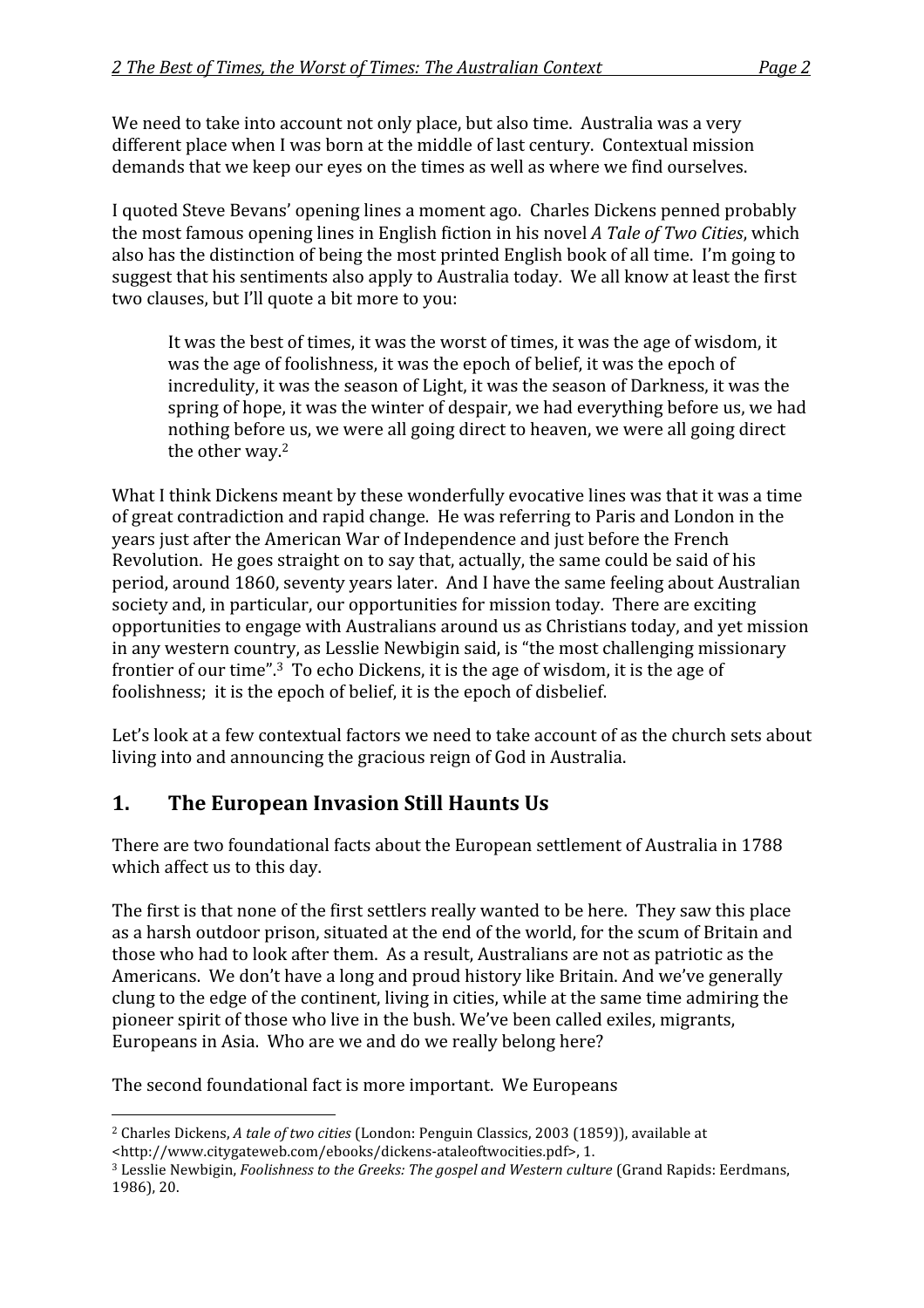We need to take into account not only place, but also time. Australia was a very different place when I was born at the middle of last century. Contextual mission demands that we keep our eyes on the times as well as where we find ourselves.

I quoted Steve Bevans' opening lines a moment ago. Charles Dickens penned probably the most famous opening lines in English fiction in his novel *A Tale of Two Cities*, which also has the distinction of being the most printed English book of all time. I'm going to suggest that his sentiments also apply to Australia today. We all know at least the first two clauses, but I'll quote a bit more to you:

> It was the best of times, it was the worst of times, it was the age of wisdom, it was the age of foolishness, it was the epoch of belief, it was the epoch of incredulity, it was the season of Light, it was the season of Darkness, it was the spring of hope, it was the winter of despair, we had everything before us, we had nothing before us, we were all going direct to heaven, we were all going direct the other way.[2]

What I think Dickens meant by these wonderfully evocative lines was that it was a time of great contradiction and rapid change. He was referring to Paris and London in the years just after the American War of Independence and just before the French Revolution. He goes straight on to say that, actually, the same could be said of his period, around 1860, seventy years later. And I have the same feeling about Australian society and, in particular, our opportunities for mission today. There are exciting opportunities to engage with Australians around us as Christians today, and yet mission in any western country, as Lesslie Newbigin said, is "the most challenging missionary frontier of our time".[3] To echo Dickens, it is the age of wisdom, it is the age of foolishness; it is the epoch of belief, it is the epoch of disbelief.

Let's look at a few contextual factors we need to take account of as the church sets about living into and announcing the gracious reign of God in Australia.

## 1. The European Invasion Still Haunts Us

There are two foundational facts about the European settlement of Australia in 1788 which affect us to this day.

The first is that none of the first settlers really wanted to be here. They saw this place as a harsh outdoor prison, situated at the end of the world, for the scum of Britain and those who had to look after them. As a result, Australians are not as patriotic as the Americans. We don't have a long and proud history like Britain. And we've generally clung to the edge of the continent, living in cities, while at the same time admiring the pioneer spirit of those who live in the bush. We've been called exiles, migrants, Europeans in Asia. Who are we and do we really belong here?

The second foundational fact is more important. We Europeans

---

[2] Charles Dickens, *A tale of two cities* (London: Penguin Classics, 2003 (1859)), available at <http://www.citygateweb.com/ebooks/dickens-ataleoftwocities.pdf>, 1.

[3] Lesslie Newbigin, *Foolishness to the Greeks: The gospel and Western culture* (Grand Rapids: Eerdmans, 1986), 20.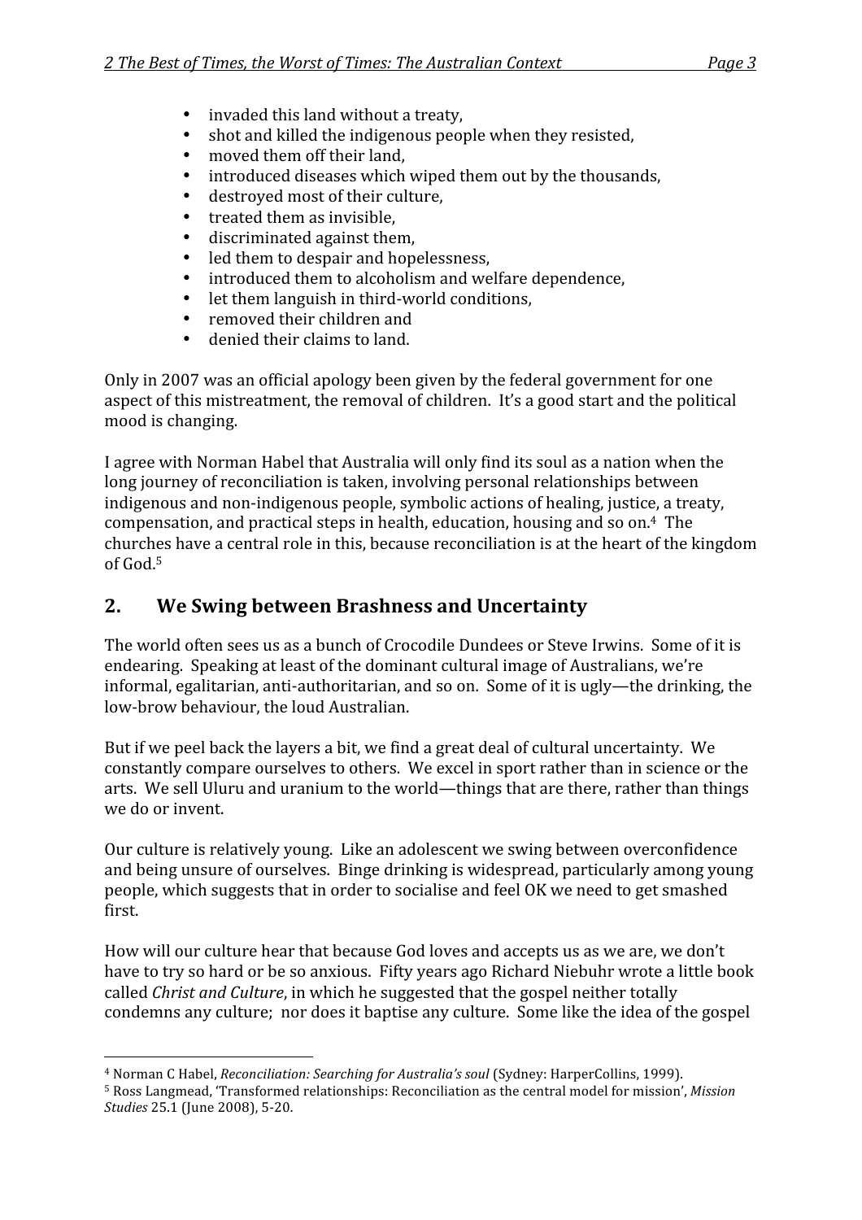- invaded this land without a treaty,
- shot and killed the indigenous people when they resisted,
- moved them off their land,
- introduced diseases which wiped them out by the thousands,
- destroyed most of their culture,
- treated them as invisible,
- discriminated against them,
- led them to despair and hopelessness,
- introduced them to alcoholism and welfare dependence,
- let them languish in third-world conditions,
- removed their children and
- denied their claims to land.

Only in 2007 was an official apology been given by the federal government for one aspect of this mistreatment, the removal of children. It's a good start and the political mood is changing.

I agree with Norman Habel that Australia will only find its soul as a nation when the long journey of reconciliation is taken, involving personal relationships between indigenous and non-indigenous people, symbolic actions of healing, justice, a treaty, compensation, and practical steps in health, education, housing and so on.[4] The churches have a central role in this, because reconciliation is at the heart of the kingdom of God.[5]

## 2. We Swing between Brashness and Uncertainty

The world often sees us as a bunch of Crocodile Dundees or Steve Irwins. Some of it is endearing. Speaking at least of the dominant cultural image of Australians, we're informal, egalitarian, anti-authoritarian, and so on. Some of it is ugly—the drinking, the low-brow behaviour, the loud Australian.

But if we peel back the layers a bit, we find a great deal of cultural uncertainty. We constantly compare ourselves to others. We excel in sport rather than in science or the arts. We sell Uluru and uranium to the world—things that are there, rather than things we do or invent.

Our culture is relatively young. Like an adolescent we swing between overconfidence and being unsure of ourselves. Binge drinking is widespread, particularly among young people, which suggests that in order to socialise and feel OK we need to get smashed first.

How will our culture hear that because God loves and accepts us as we are, we don't have to try so hard or be so anxious. Fifty years ago Richard Niebuhr wrote a little book called *Christ and Culture*, in which he suggested that the gospel neither totally condemns any culture; nor does it baptise any culture. Some like the idea of the gospel

---

[4] Norman C Habel, *Reconciliation: Searching for Australia's soul* (Sydney: HarperCollins, 1999).

[5] Ross Langmead, 'Transformed relationships: Reconciliation as the central model for mission', *Mission Studies* 25.1 (June 2008), 5-20.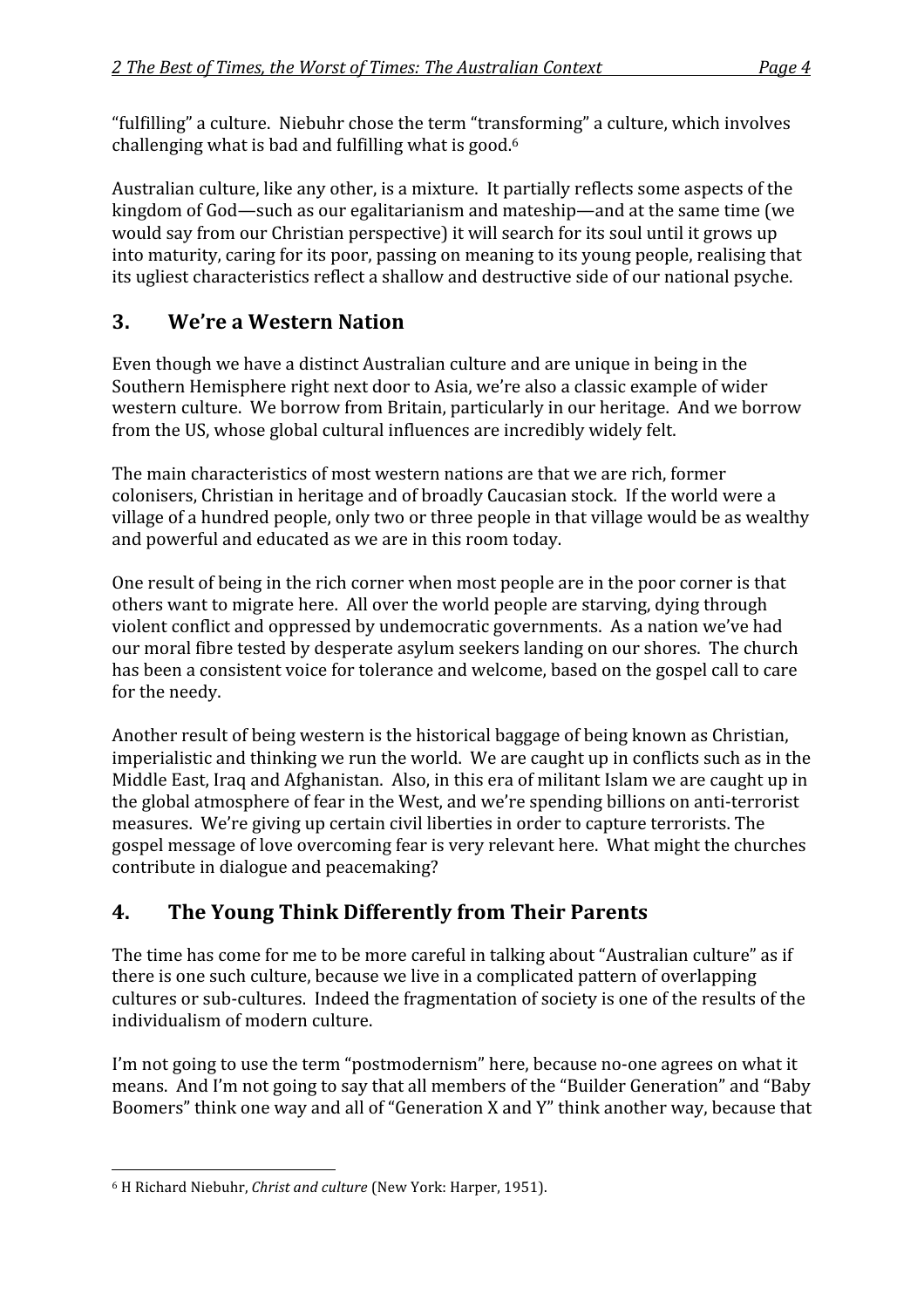"fulfilling" a culture. Niebuhr chose the term "transforming" a culture, which involves challenging what is bad and fulfilling what is good.[6]

Australian culture, like any other, is a mixture. It partially reflects some aspects of the kingdom of God—such as our egalitarianism and mateship—and at the same time (we would say from our Christian perspective) it will search for its soul until it grows up into maturity, caring for its poor, passing on meaning to its young people, realising that its ugliest characteristics reflect a shallow and destructive side of our national psyche.

## 3. We're a Western Nation

Even though we have a distinct Australian culture and are unique in being in the Southern Hemisphere right next door to Asia, we're also a classic example of wider western culture. We borrow from Britain, particularly in our heritage. And we borrow from the US, whose global cultural influences are incredibly widely felt.

The main characteristics of most western nations are that we are rich, former colonisers, Christian in heritage and of broadly Caucasian stock. If the world were a village of a hundred people, only two or three people in that village would be as wealthy and powerful and educated as we are in this room today.

One result of being in the rich corner when most people are in the poor corner is that others want to migrate here. All over the world people are starving, dying through violent conflict and oppressed by undemocratic governments. As a nation we've had our moral fibre tested by desperate asylum seekers landing on our shores. The church has been a consistent voice for tolerance and welcome, based on the gospel call to care for the needy.

Another result of being western is the historical baggage of being known as Christian, imperialistic and thinking we run the world. We are caught up in conflicts such as in the Middle East, Iraq and Afghanistan. Also, in this era of militant Islam we are caught up in the global atmosphere of fear in the West, and we're spending billions on anti-terrorist measures. We're giving up certain civil liberties in order to capture terrorists. The gospel message of love overcoming fear is very relevant here. What might the churches contribute in dialogue and peacemaking?

## 4. The Young Think Differently from Their Parents

The time has come for me to be more careful in talking about "Australian culture" as if there is one such culture, because we live in a complicated pattern of overlapping cultures or sub-cultures. Indeed the fragmentation of society is one of the results of the individualism of modern culture.

I'm not going to use the term "postmodernism" here, because no-one agrees on what it means. And I'm not going to say that all members of the "Builder Generation" and "Baby Boomers" think one way and all of "Generation X and Y" think another way, because that

---

[6] H Richard Niebuhr, *Christ and culture* (New York: Harper, 1951).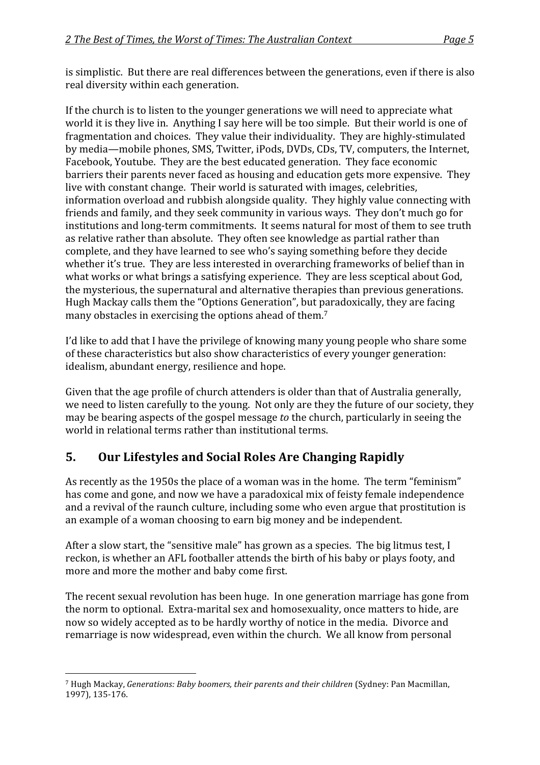is simplistic. But there are real differences between the generations, even if there is also real diversity within each generation.

If the church is to listen to the younger generations we will need to appreciate what world it is they live in. Anything I say here will be too simple. But their world is one of fragmentation and choices. They value their individuality. They are highly-stimulated by media—mobile phones, SMS, Twitter, iPods, DVDs, CDs, TV, computers, the Internet, Facebook, Youtube. They are the best educated generation. They face economic barriers their parents never faced as housing and education gets more expensive. They live with constant change. Their world is saturated with images, celebrities, information overload and rubbish alongside quality. They highly value connecting with friends and family, and they seek community in various ways. They don't much go for institutions and long-term commitments. It seems natural for most of them to see truth as relative rather than absolute. They often see knowledge as partial rather than complete, and they have learned to see who's saying something before they decide whether it's true. They are less interested in overarching frameworks of belief than in what works or what brings a satisfying experience. They are less sceptical about God, the mysterious, the supernatural and alternative therapies than previous generations. Hugh Mackay calls them the "Options Generation", but paradoxically, they are facing many obstacles in exercising the options ahead of them.[7]

I'd like to add that I have the privilege of knowing many young people who share some of these characteristics but also show characteristics of every younger generation: idealism, abundant energy, resilience and hope.

Given that the age profile of church attenders is older than that of Australia generally, we need to listen carefully to the young. Not only are they the future of our society, they may be bearing aspects of the gospel message *to* the church, particularly in seeing the world in relational terms rather than institutional terms.

## 5. Our Lifestyles and Social Roles Are Changing Rapidly

As recently as the 1950s the place of a woman was in the home. The term "feminism" has come and gone, and now we have a paradoxical mix of feisty female independence and a revival of the raunch culture, including some who even argue that prostitution is an example of a woman choosing to earn big money and be independent.

After a slow start, the "sensitive male" has grown as a species. The big litmus test, I reckon, is whether an AFL footballer attends the birth of his baby or plays footy, and more and more the mother and baby come first.

The recent sexual revolution has been huge. In one generation marriage has gone from the norm to optional. Extra-marital sex and homosexuality, once matters to hide, are now so widely accepted as to be hardly worthy of notice in the media. Divorce and remarriage is now widespread, even within the church. We all know from personal

[7] Hugh Mackay, *Generations: Baby boomers, their parents and their children* (Sydney: Pan Macmillan, 1997), 135-176.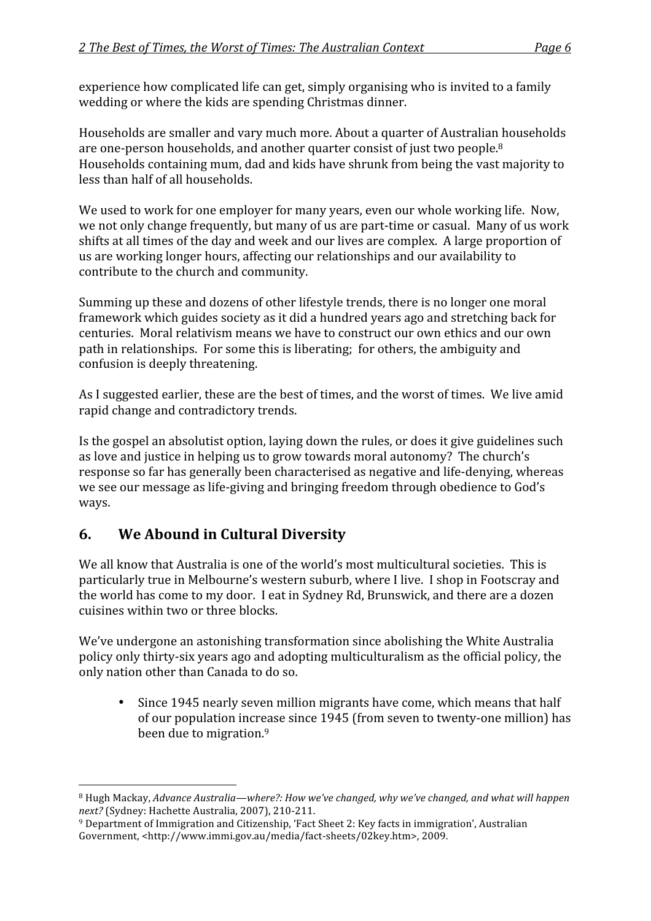experience how complicated life can get, simply organising who is invited to a family wedding or where the kids are spending Christmas dinner.

Households are smaller and vary much more. About a quarter of Australian households are one-person households, and another quarter consist of just two people.[8] Households containing mum, dad and kids have shrunk from being the vast majority to less than half of all households.

We used to work for one employer for many years, even our whole working life. Now, we not only change frequently, but many of us are part-time or casual. Many of us work shifts at all times of the day and week and our lives are complex. A large proportion of us are working longer hours, affecting our relationships and our availability to contribute to the church and community.

Summing up these and dozens of other lifestyle trends, there is no longer one moral framework which guides society as it did a hundred years ago and stretching back for centuries. Moral relativism means we have to construct our own ethics and our own path in relationships. For some this is liberating; for others, the ambiguity and confusion is deeply threatening.

As I suggested earlier, these are the best of times, and the worst of times. We live amid rapid change and contradictory trends.

Is the gospel an absolutist option, laying down the rules, or does it give guidelines such as love and justice in helping us to grow towards moral autonomy? The church's response so far has generally been characterised as negative and life-denying, whereas we see our message as life-giving and bringing freedom through obedience to God's ways.

## 6. We Abound in Cultural Diversity

We all know that Australia is one of the world's most multicultural societies. This is particularly true in Melbourne's western suburb, where I live. I shop in Footscray and the world has come to my door. I eat in Sydney Rd, Brunswick, and there are a dozen cuisines within two or three blocks.

We've undergone an astonishing transformation since abolishing the White Australia policy only thirty-six years ago and adopting multiculturalism as the official policy, the only nation other than Canada to do so.

- Since 1945 nearly seven million migrants have come, which means that half of our population increase since 1945 (from seven to twenty-one million) has been due to migration.[9]

---

[8] Hugh Mackay, *Advance Australia—where?: How we've changed, why we've changed, and what will happen next?* (Sydney: Hachette Australia, 2007), 210-211.

[9] Department of Immigration and Citizenship, 'Fact Sheet 2: Key facts in immigration', Australian Government, <http://www.immi.gov.au/media/fact-sheets/02key.htm>, 2009.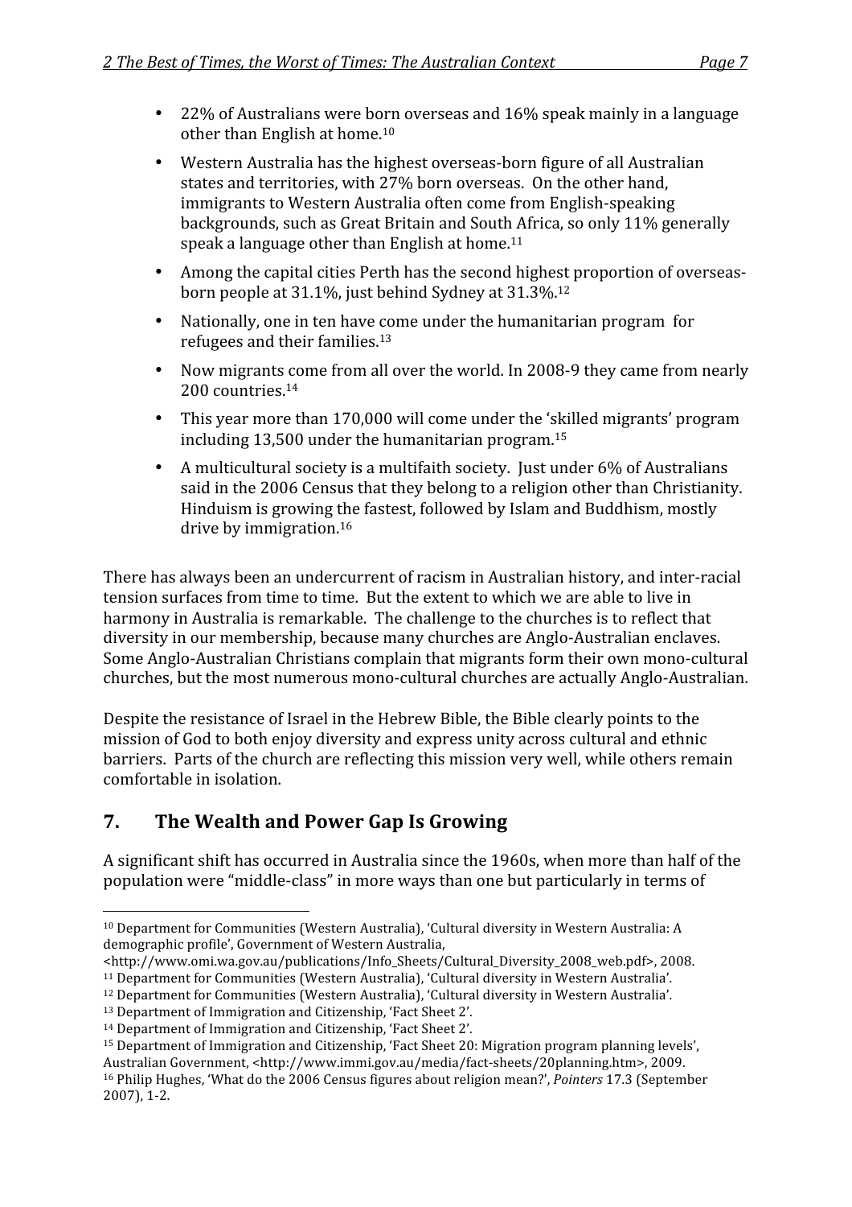- 22% of Australians were born overseas and 16% speak mainly in a language other than English at home.[10]
- Western Australia has the highest overseas-born figure of all Australian states and territories, with 27% born overseas. On the other hand, immigrants to Western Australia often come from English-speaking backgrounds, such as Great Britain and South Africa, so only 11% generally speak a language other than English at home.[11]
- Among the capital cities Perth has the second highest proportion of overseas-born people at 31.1%, just behind Sydney at 31.3%.[12]
- Nationally, one in ten have come under the humanitarian program for refugees and their families.[13]
- Now migrants come from all over the world. In 2008-9 they came from nearly 200 countries.[14]
- This year more than 170,000 will come under the 'skilled migrants' program including 13,500 under the humanitarian program.[15]
- A multicultural society is a multifaith society. Just under 6% of Australians said in the 2006 Census that they belong to a religion other than Christianity. Hinduism is growing the fastest, followed by Islam and Buddhism, mostly drive by immigration.[16]

There has always been an undercurrent of racism in Australian history, and inter-racial tension surfaces from time to time. But the extent to which we are able to live in harmony in Australia is remarkable. The challenge to the churches is to reflect that diversity in our membership, because many churches are Anglo-Australian enclaves. Some Anglo-Australian Christians complain that migrants form their own mono-cultural churches, but the most numerous mono-cultural churches are actually Anglo-Australian.

Despite the resistance of Israel in the Hebrew Bible, the Bible clearly points to the mission of God to both enjoy diversity and express unity across cultural and ethnic barriers. Parts of the church are reflecting this mission very well, while others remain comfortable in isolation.

## 7. The Wealth and Power Gap Is Growing

A significant shift has occurred in Australia since the 1960s, when more than half of the population were "middle-class" in more ways than one but particularly in terms of

---

[10] Department for Communities (Western Australia), 'Cultural diversity in Western Australia: A demographic profile', Government of Western Australia, <http://www.omi.wa.gov.au/publications/Info_Sheets/Cultural_Diversity_2008_web.pdf>, 2008.

[11] Department for Communities (Western Australia), 'Cultural diversity in Western Australia'.

[12] Department for Communities (Western Australia), 'Cultural diversity in Western Australia'.

[13] Department of Immigration and Citizenship, 'Fact Sheet 2'.

[14] Department of Immigration and Citizenship, 'Fact Sheet 2'.

[15] Department of Immigration and Citizenship, 'Fact Sheet 20: Migration program planning levels', Australian Government, <http://www.immi.gov.au/media/fact-sheets/20planning.htm>, 2009.

[16] Philip Hughes, 'What do the 2006 Census figures about religion mean?', *Pointers* 17.3 (September 2007), 1-2.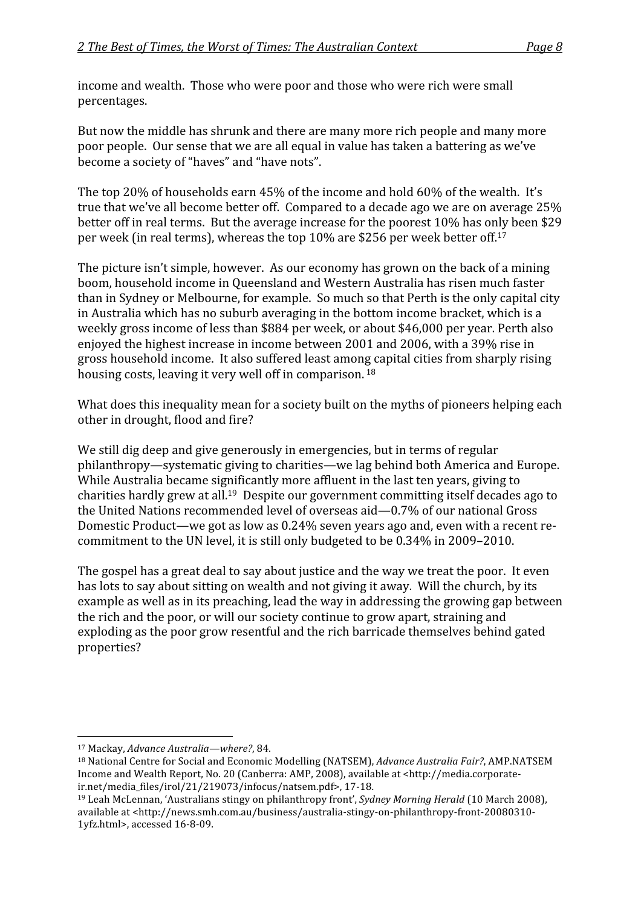income and wealth. Those who were poor and those who were rich were small percentages.

But now the middle has shrunk and there are many more rich people and many more poor people. Our sense that we are all equal in value has taken a battering as we've become a society of "haves" and "have nots".

The top 20% of households earn 45% of the income and hold 60% of the wealth. It's true that we've all become better off. Compared to a decade ago we are on average 25% better off in real terms. But the average increase for the poorest 10% has only been $29 per week (in real terms), whereas the top 10% are $256 per week better off.[17]

The picture isn't simple, however. As our economy has grown on the back of a mining boom, household income in Queensland and Western Australia has risen much faster than in Sydney or Melbourne, for example. So much so that Perth is the only capital city in Australia which has no suburb averaging in the bottom income bracket, which is a weekly gross income of less than $884 per week, or about $46,000 per year. Perth also enjoyed the highest increase in income between 2001 and 2006, with a 39% rise in gross household income. It also suffered least among capital cities from sharply rising housing costs, leaving it very well off in comparison.[18]

What does this inequality mean for a society built on the myths of pioneers helping each other in drought, flood and fire?

We still dig deep and give generously in emergencies, but in terms of regular philanthropy—systematic giving to charities—we lag behind both America and Europe. While Australia became significantly more affluent in the last ten years, giving to charities hardly grew at all.[19] Despite our government committing itself decades ago to the United Nations recommended level of overseas aid—0.7% of our national Gross Domestic Product—we got as low as 0.24% seven years ago and, even with a recent re-commitment to the UN level, it is still only budgeted to be 0.34% in 2009–2010.

The gospel has a great deal to say about justice and the way we treat the poor. It even has lots to say about sitting on wealth and not giving it away. Will the church, by its example as well as in its preaching, lead the way in addressing the growing gap between the rich and the poor, or will our society continue to grow apart, straining and exploding as the poor grow resentful and the rich barricade themselves behind gated properties?

---

[17] Mackay, *Advance Australia—where?*, 84.

[18] National Centre for Social and Economic Modelling (NATSEM), *Advance Australia Fair?*, AMP.NATSEM Income and Wealth Report, No. 20 (Canberra: AMP, 2008), available at <http://media.corporate-ir.net/media_files/irol/21/219073/infocus/natsem.pdf>, 17-18.

[19] Leah McLennan, 'Australians stingy on philanthropy front', *Sydney Morning Herald* (10 March 2008), available at <http://news.smh.com.au/business/australia-stingy-on-philanthropy-front-20080310-1yfz.html>, accessed 16-8-09.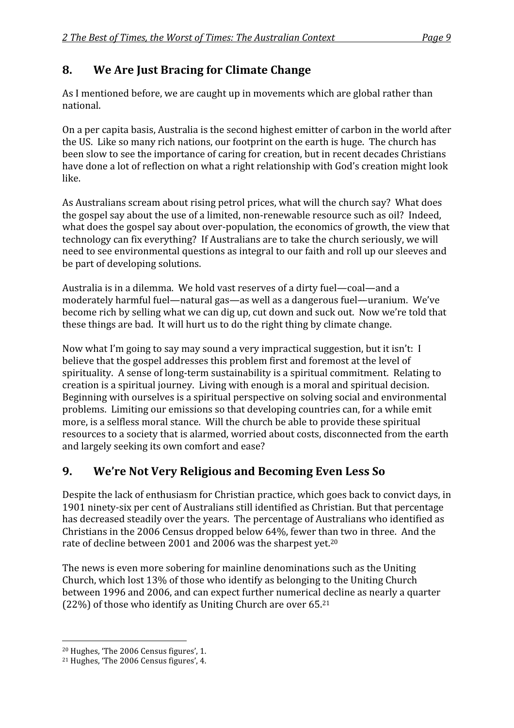## 8. We Are Just Bracing for Climate Change

As I mentioned before, we are caught up in movements which are global rather than national.

On a per capita basis, Australia is the second highest emitter of carbon in the world after the US. Like so many rich nations, our footprint on the earth is huge. The church has been slow to see the importance of caring for creation, but in recent decades Christians have done a lot of reflection on what a right relationship with God's creation might look like.

As Australians scream about rising petrol prices, what will the church say? What does the gospel say about the use of a limited, non-renewable resource such as oil? Indeed, what does the gospel say about over-population, the economics of growth, the view that technology can fix everything? If Australians are to take the church seriously, we will need to see environmental questions as integral to our faith and roll up our sleeves and be part of developing solutions.

Australia is in a dilemma. We hold vast reserves of a dirty fuel—coal—and a moderately harmful fuel—natural gas—as well as a dangerous fuel—uranium. We've become rich by selling what we can dig up, cut down and suck out. Now we're told that these things are bad. It will hurt us to do the right thing by climate change.

Now what I'm going to say may sound a very impractical suggestion, but it isn't: I believe that the gospel addresses this problem first and foremost at the level of spirituality. A sense of long-term sustainability is a spiritual commitment. Relating to creation is a spiritual journey. Living with enough is a moral and spiritual decision. Beginning with ourselves is a spiritual perspective on solving social and environmental problems. Limiting our emissions so that developing countries can, for a while emit more, is a selfless moral stance. Will the church be able to provide these spiritual resources to a society that is alarmed, worried about costs, disconnected from the earth and largely seeking its own comfort and ease?

## 9. We're Not Very Religious and Becoming Even Less So

Despite the lack of enthusiasm for Christian practice, which goes back to convict days, in 1901 ninety-six per cent of Australians still identified as Christian. But that percentage has decreased steadily over the years. The percentage of Australians who identified as Christians in the 2006 Census dropped below 64%, fewer than two in three. And the rate of decline between 2001 and 2006 was the sharpest yet.[20]

The news is even more sobering for mainline denominations such as the Uniting Church, which lost 13% of those who identify as belonging to the Uniting Church between 1996 and 2006, and can expect further numerical decline as nearly a quarter (22%) of those who identify as Uniting Church are over 65.[21]

---

[20] Hughes, 'The 2006 Census figures', 1.

[21] Hughes, 'The 2006 Census figures', 4.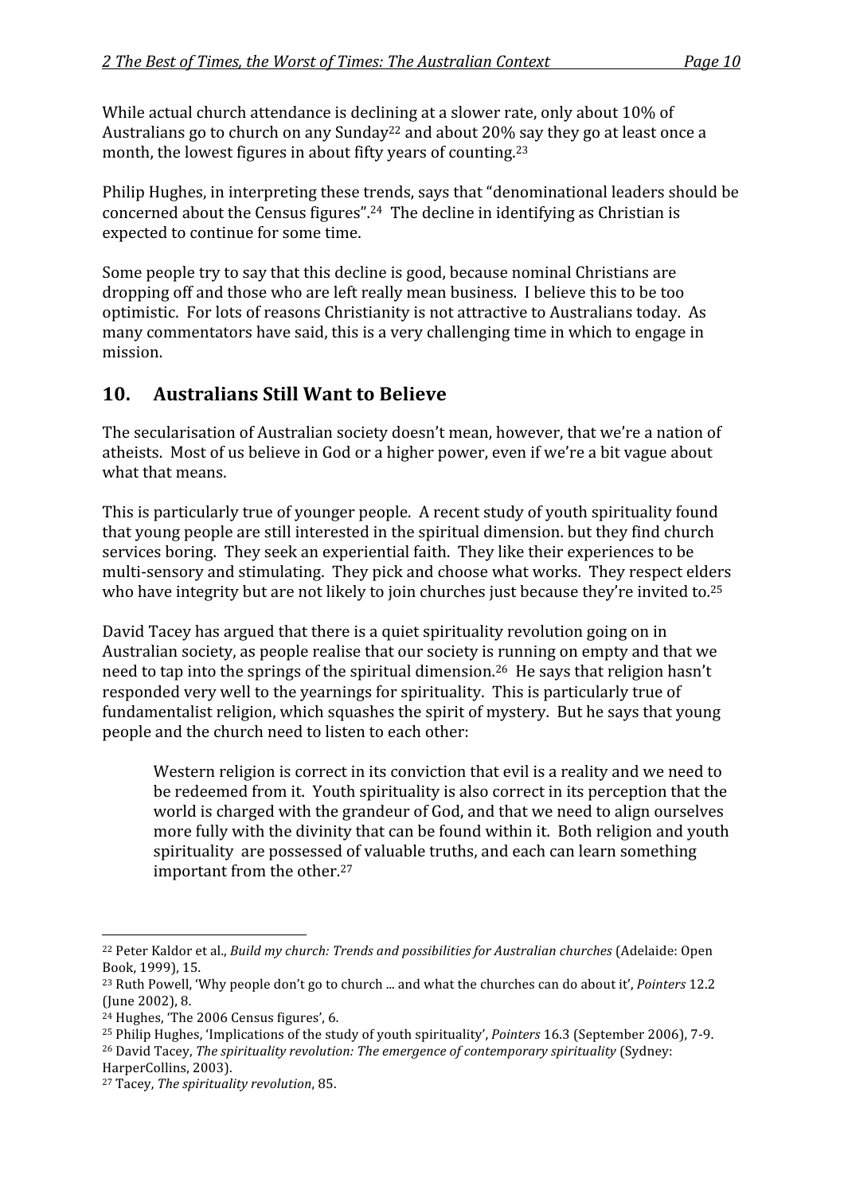While actual church attendance is declining at a slower rate, only about 10% of Australians go to church on any Sunday[22] and about 20% say they go at least once a month, the lowest figures in about fifty years of counting.[23]

Philip Hughes, in interpreting these trends, says that "denominational leaders should be concerned about the Census figures".[24] The decline in identifying as Christian is expected to continue for some time.

Some people try to say that this decline is good, because nominal Christians are dropping off and those who are left really mean business. I believe this to be too optimistic. For lots of reasons Christianity is not attractive to Australians today. As many commentators have said, this is a very challenging time in which to engage in mission.

## 10. Australians Still Want to Believe

The secularisation of Australian society doesn't mean, however, that we're a nation of atheists. Most of us believe in God or a higher power, even if we're a bit vague about what that means.

This is particularly true of younger people. A recent study of youth spirituality found that young people are still interested in the spiritual dimension. but they find church services boring. They seek an experiential faith. They like their experiences to be multi-sensory and stimulating. They pick and choose what works. They respect elders who have integrity but are not likely to join churches just because they're invited to.[25]

David Tacey has argued that there is a quiet spirituality revolution going on in Australian society, as people realise that our society is running on empty and that we need to tap into the springs of the spiritual dimension.[26] He says that religion hasn't responded very well to the yearnings for spirituality. This is particularly true of fundamentalist religion, which squashes the spirit of mystery. But he says that young people and the church need to listen to each other:

> Western religion is correct in its conviction that evil is a reality and we need to be redeemed from it. Youth spirituality is also correct in its perception that the world is charged with the grandeur of God, and that we need to align ourselves more fully with the divinity that can be found within it. Both religion and youth spirituality are possessed of valuable truths, and each can learn something important from the other.[27]

---

[22] Peter Kaldor et al., *Build my church: Trends and possibilities for Australian churches* (Adelaide: Open Book, 1999), 15.

[23] Ruth Powell, 'Why people don't go to church ... and what the churches can do about it', *Pointers* 12.2 (June 2002), 8.

[24] Hughes, 'The 2006 Census figures', 6.

[25] Philip Hughes, 'Implications of the study of youth spirituality', *Pointers* 16.3 (September 2006), 7-9.

[26] David Tacey, *The spirituality revolution: The emergence of contemporary spirituality* (Sydney: HarperCollins, 2003).

[27] Tacey, *The spirituality revolution*, 85.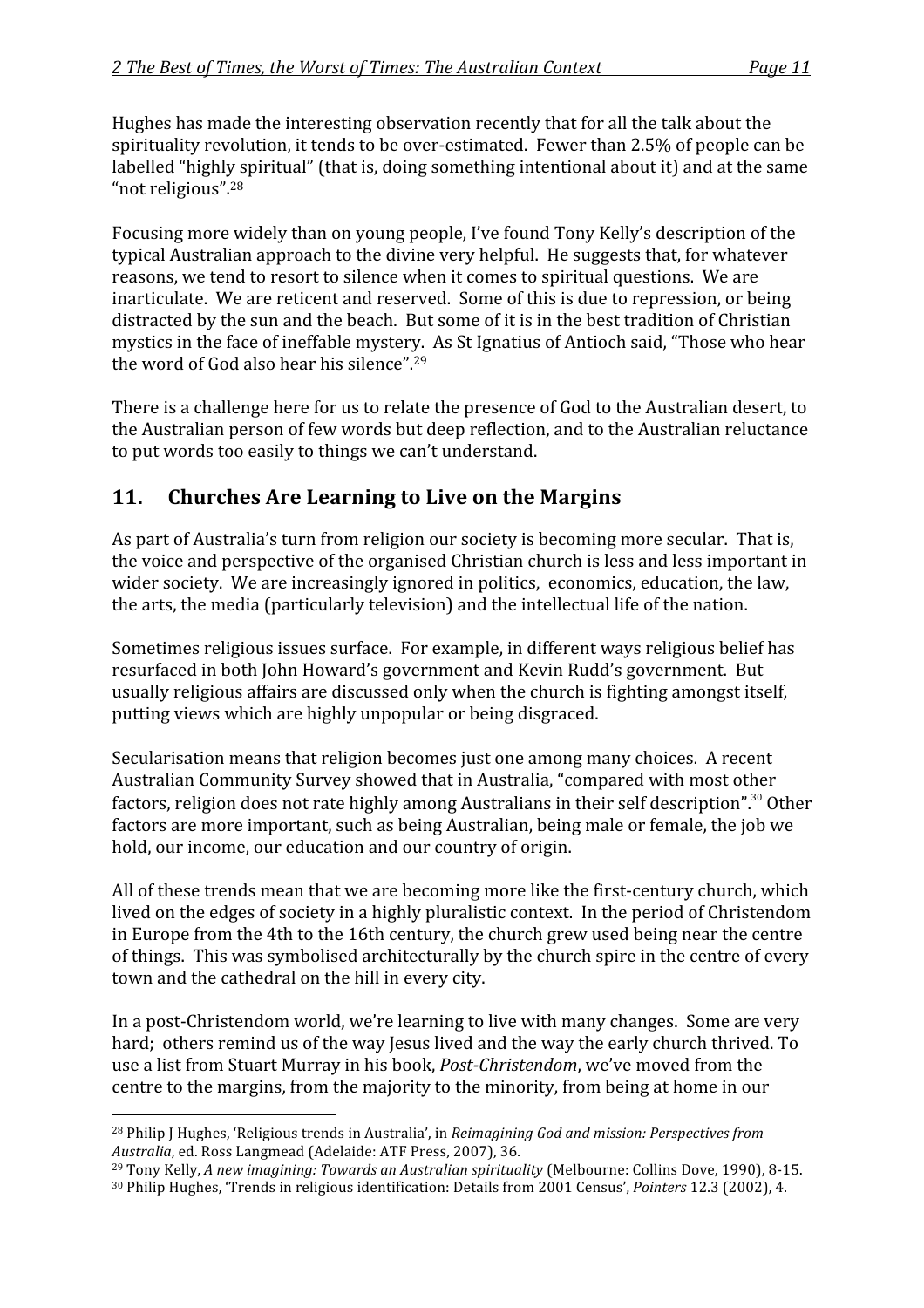Hughes has made the interesting observation recently that for all the talk about the spirituality revolution, it tends to be over-estimated. Fewer than 2.5% of people can be labelled "highly spiritual" (that is, doing something intentional about it) and at the same "not religious".[28]

Focusing more widely than on young people, I've found Tony Kelly's description of the typical Australian approach to the divine very helpful. He suggests that, for whatever reasons, we tend to resort to silence when it comes to spiritual questions. We are inarticulate. We are reticent and reserved. Some of this is due to repression, or being distracted by the sun and the beach. But some of it is in the best tradition of Christian mystics in the face of ineffable mystery. As St Ignatius of Antioch said, "Those who hear the word of God also hear his silence".[29]

There is a challenge here for us to relate the presence of God to the Australian desert, to the Australian person of few words but deep reflection, and to the Australian reluctance to put words too easily to things we can't understand.

## 11. Churches Are Learning to Live on the Margins

As part of Australia's turn from religion our society is becoming more secular. That is, the voice and perspective of the organised Christian church is less and less important in wider society. We are increasingly ignored in politics, economics, education, the law, the arts, the media (particularly television) and the intellectual life of the nation.

Sometimes religious issues surface. For example, in different ways religious belief has resurfaced in both John Howard's government and Kevin Rudd's government. But usually religious affairs are discussed only when the church is fighting amongst itself, putting views which are highly unpopular or being disgraced.

Secularisation means that religion becomes just one among many choices. A recent Australian Community Survey showed that in Australia, "compared with most other factors, religion does not rate highly among Australians in their self description".[30] Other factors are more important, such as being Australian, being male or female, the job we hold, our income, our education and our country of origin.

All of these trends mean that we are becoming more like the first-century church, which lived on the edges of society in a highly pluralistic context. In the period of Christendom in Europe from the 4th to the 16th century, the church grew used being near the centre of things. This was symbolised architecturally by the church spire in the centre of every town and the cathedral on the hill in every city.

In a post-Christendom world, we're learning to live with many changes. Some are very hard; others remind us of the way Jesus lived and the way the early church thrived. To use a list from Stuart Murray in his book, *Post-Christendom*, we've moved from the centre to the margins, from the majority to the minority, from being at home in our

---

[28] Philip J Hughes, 'Religious trends in Australia', in *Reimagining God and mission: Perspectives from Australia*, ed. Ross Langmead (Adelaide: ATF Press, 2007), 36.

[29] Tony Kelly, *A new imagining: Towards an Australian spirituality* (Melbourne: Collins Dove, 1990), 8-15.

[30] Philip Hughes, 'Trends in religious identification: Details from 2001 Census', *Pointers* 12.3 (2002), 4.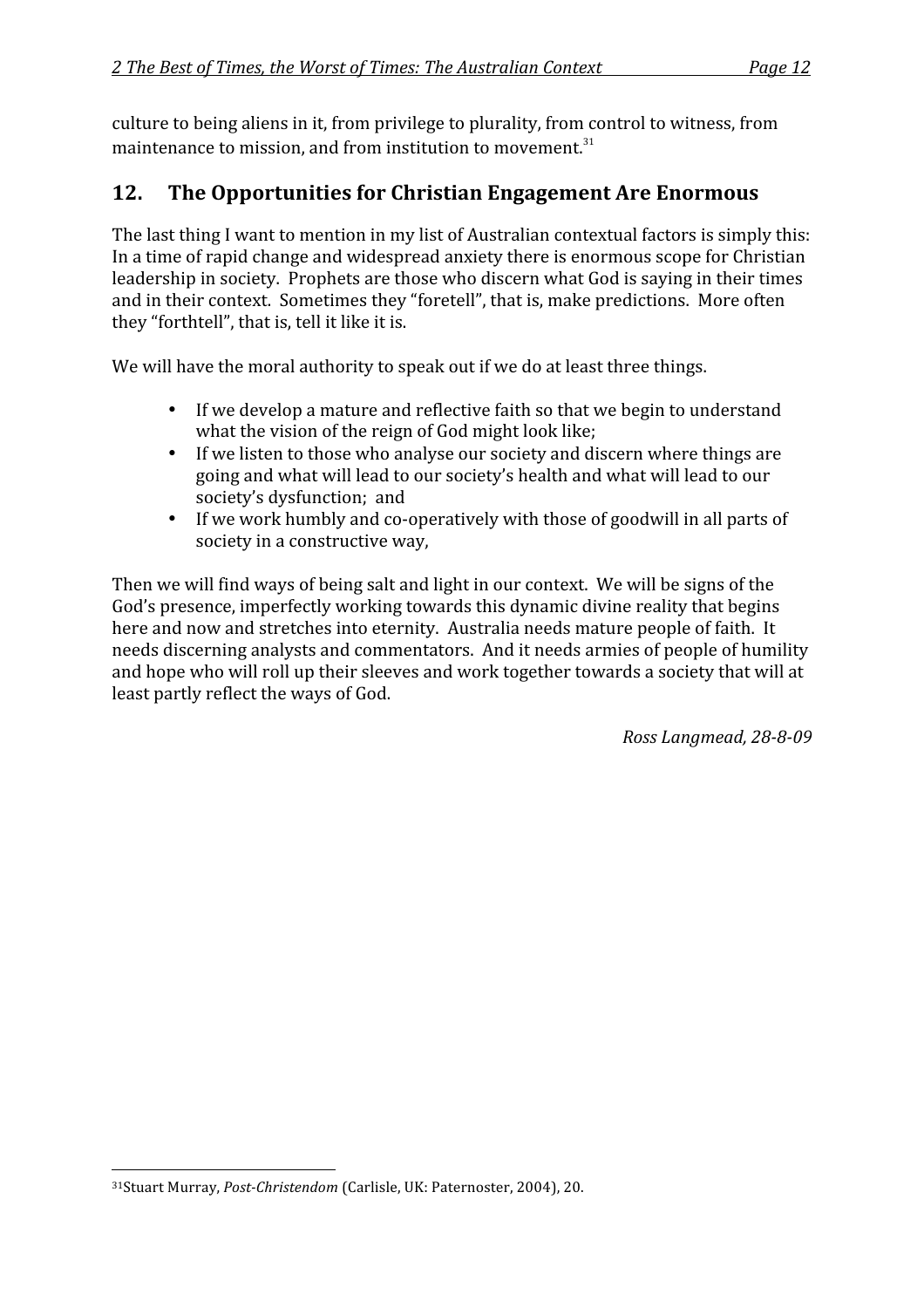culture to being aliens in it, from privilege to plurality, from control to witness, from maintenance to mission, and from institution to movement.[31]

## 12. The Opportunities for Christian Engagement Are Enormous

The last thing I want to mention in my list of Australian contextual factors is simply this: In a time of rapid change and widespread anxiety there is enormous scope for Christian leadership in society. Prophets are those who discern what God is saying in their times and in their context. Sometimes they "foretell", that is, make predictions. More often they "forthtell", that is, tell it like it is.

We will have the moral authority to speak out if we do at least three things.

- If we develop a mature and reflective faith so that we begin to understand what the vision of the reign of God might look like;
- If we listen to those who analyse our society and discern where things are going and what will lead to our society's health and what will lead to our society's dysfunction; and
- If we work humbly and co-operatively with those of goodwill in all parts of society in a constructive way,

Then we will find ways of being salt and light in our context. We will be signs of the God's presence, imperfectly working towards this dynamic divine reality that begins here and now and stretches into eternity. Australia needs mature people of faith. It needs discerning analysts and commentators. And it needs armies of people of humility and hope who will roll up their sleeves and work together towards a society that will at least partly reflect the ways of God.

*Ross Langmead, 28-8-09*

---

[31] Stuart Murray, *Post-Christendom* (Carlisle, UK: Paternoster, 2004), 20.